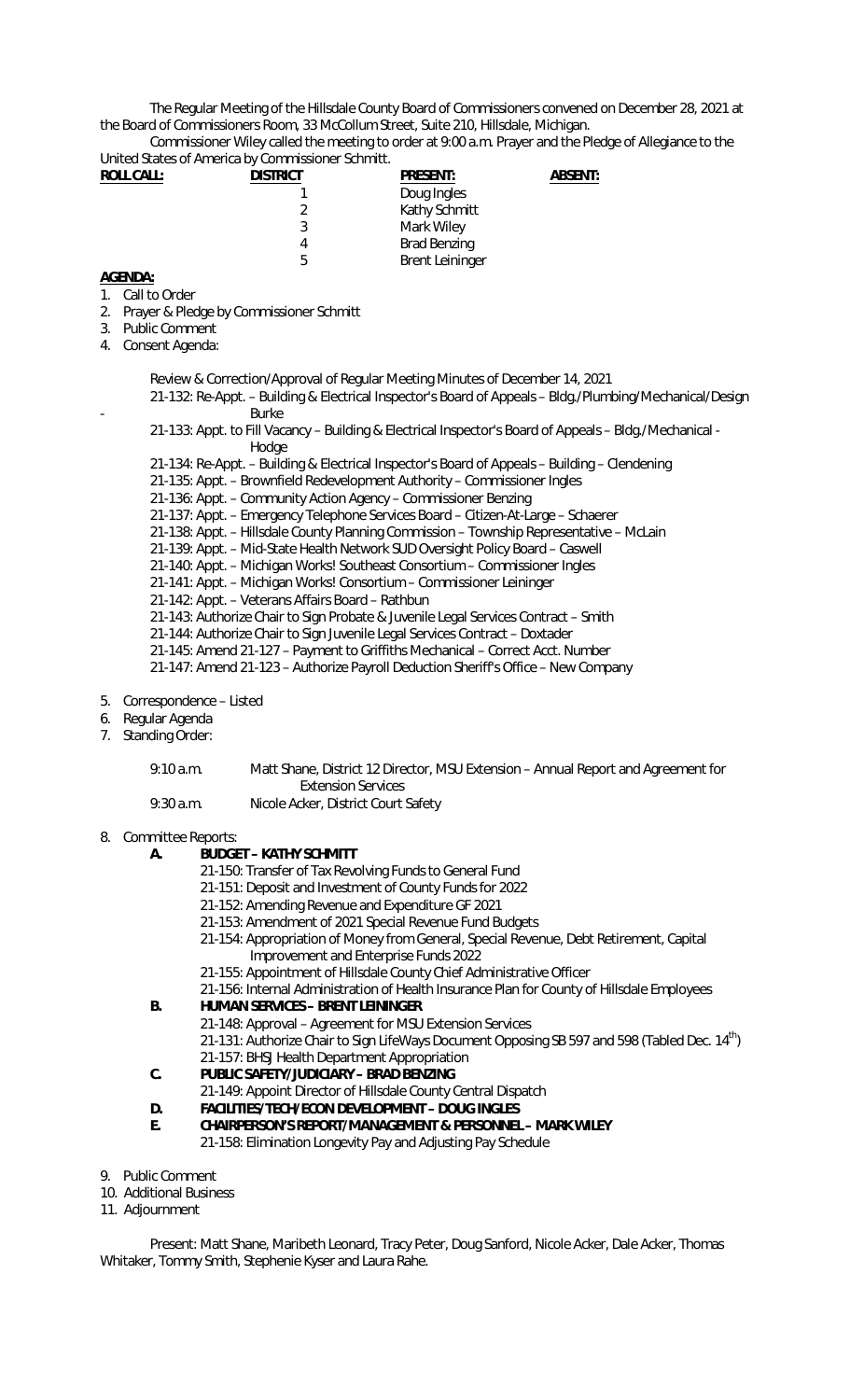The Regular Meeting of the Hillsdale County Board of Commissioners convened on December 28, 2021 at the Board of Commissioners Room, 33 McCollum Street, Suite 210, Hillsdale, Michigan.

Commissioner Wiley called the meeting to order at 9:00 a.m. Prayer and the Pledge of Allegiance to the United States of America by Commissioner Schmitt.

| **ROLL CALL:** | **DISTRICT** | **PRESENT:** | **ABSENT:** |
|---|---|---|---|
| | 1 | Doug Ingles | |
| | 2 | Kathy Schmitt | |
| | 3 | Mark Wiley | |
| | 4 | Brad Benzing | |
| | 5 | Brent Leininger | |

**AGENDA:**

1. Call to Order
2. Prayer & Pledge by Commissioner Schmitt
3. Public Comment
4. Consent Agenda:

   Review & Correction/Approval of Regular Meeting Minutes of December 14, 2021
   21-132: Re-Appt. – Building & Electrical Inspector's Board of Appeals – Bldg./Plumbing/Mechanical/Design - Burke
   21-133: Appt. to Fill Vacancy – Building & Electrical Inspector's Board of Appeals – Bldg./Mechanical - Hodge
   21-134: Re-Appt. – Building & Electrical Inspector's Board of Appeals – Building – Clendening
   21-135: Appt. – Brownfield Redevelopment Authority – Commissioner Ingles
   21-136: Appt. – Community Action Agency – Commissioner Benzing
   21-137: Appt. – Emergency Telephone Services Board – Citizen-At-Large – Schaerer
   21-138: Appt. – Hillsdale County Planning Commission – Township Representative – McLain
   21-139: Appt. – Mid-State Health Network SUD Oversight Policy Board – Caswell
   21-140: Appt. – Michigan Works! Southeast Consortium – Commissioner Ingles
   21-141: Appt. – Michigan Works! Consortium – Commissioner Leininger
   21-142: Appt. – Veterans Affairs Board – Rathbun
   21-143: Authorize Chair to Sign Probate & Juvenile Legal Services Contract – Smith
   21-144: Authorize Chair to Sign Juvenile Legal Services Contract – Doxtader
   21-145: Amend 21-127 – Payment to Griffiths Mechanical – Correct Acct. Number
   21-147: Amend 21-123 – Authorize Payroll Deduction Sheriff's Office – New Company

5. Correspondence – Listed
6. Regular Agenda
7. Standing Order:

   9:10 a.m. Matt Shane, District 12 Director, MSU Extension – Annual Report and Agreement for Extension Services
   9:30 a.m. Nicole Acker, District Court Safety

8. Committee Reports:
   - **A. BUDGET – KATHY SCHMITT**
     - 21-150: Transfer of Tax Revolving Funds to General Fund
     - 21-151: Deposit and Investment of County Funds for 2022
     - 21-152: Amending Revenue and Expenditure GF 2021
     - 21-153: Amendment of 2021 Special Revenue Fund Budgets
     - 21-154: Appropriation of Money from General, Special Revenue, Debt Retirement, Capital Improvement and Enterprise Funds 2022
     - 21-155: Appointment of Hillsdale County Chief Administrative Officer
     - 21-156: Internal Administration of Health Insurance Plan for County of Hillsdale Employees
   - **B. HUMAN SERVICES – BRENT LEININGER**
     - 21-148: Approval – Agreement for MSU Extension Services
     - 21-131: Authorize Chair to Sign LifeWays Document Opposing SB 597 and 598 (Tabled Dec. 14th)
     - 21-157: BHSJ Health Department Appropriation
   - **C. PUBLIC SAFETY/JUDICIARY – BRAD BENZING**
     - 21-149: Appoint Director of Hillsdale County Central Dispatch
   - **D. FACILITIES/TECH/ECON DEVELOPMENT – DOUG INGLES**
   - **E. CHAIRPERSON'S REPORT/MANAGEMENT & PERSONNEL – MARK WILEY**
     - 21-158: Elimination Longevity Pay and Adjusting Pay Schedule

9. Public Comment
10. Additional Business
11. Adjournment

Present: Matt Shane, Maribeth Leonard, Tracy Peter, Doug Sanford, Nicole Acker, Dale Acker, Thomas Whitaker, Tommy Smith, Stephenie Kyser and Laura Rahe.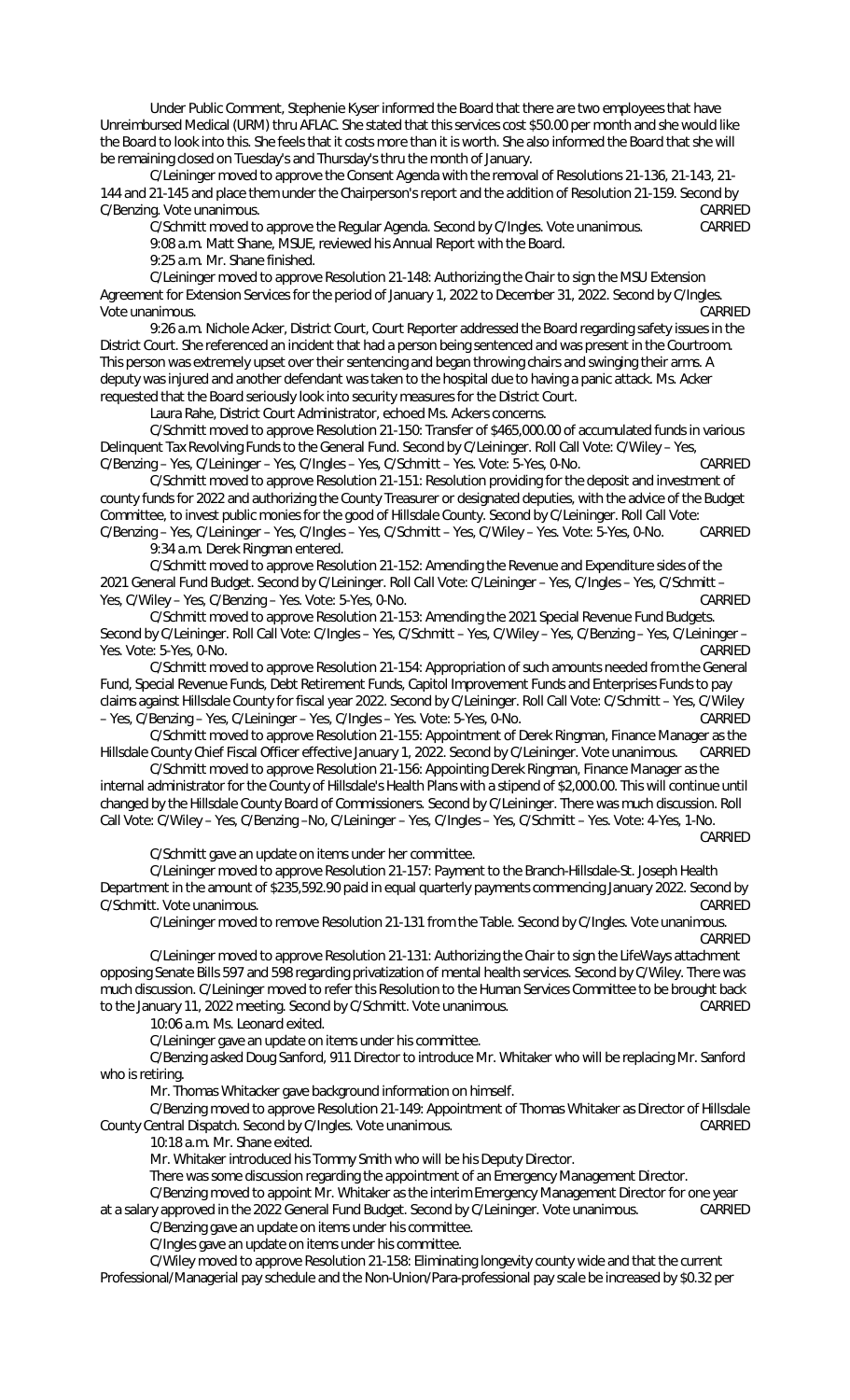Under Public Comment, Stephenie Kyser informed the Board that there are two employees that have Unreimbursed Medical (URM) thru AFLAC. She stated that this services cost $50.00 per month and she would like the Board to look into this. She feels that it costs more than it is worth. She also informed the Board that she will be remaining closed on Tuesday's and Thursday's thru the month of January.

C/Leininger moved to approve the Consent Agenda with the removal of Resolutions 21-136, 21-143, 21-144 and 21-145 and place them under the Chairperson's report and the addition of Resolution 21-159. Second by C/Benzing. Vote unanimous. CARRIED

C/Schmitt moved to approve the Regular Agenda. Second by C/Ingles. Vote unanimous. CARRIED

9:08 a.m. Matt Shane, MSUE, reviewed his Annual Report with the Board.

9:25 a.m. Mr. Shane finished.

C/Leininger moved to approve Resolution 21-148: Authorizing the Chair to sign the MSU Extension Agreement for Extension Services for the period of January 1, 2022 to December 31, 2022. Second by C/Ingles. Vote unanimous. CARRIED

9:26 a.m. Nichole Acker, District Court, Court Reporter addressed the Board regarding safety issues in the District Court. She referenced an incident that had a person being sentenced and was present in the Courtroom. This person was extremely upset over their sentencing and began throwing chairs and swinging their arms. A deputy was injured and another defendant was taken to the hospital due to having a panic attack. Ms. Acker requested that the Board seriously look into security measures for the District Court.

Laura Rahe, District Court Administrator, echoed Ms. Ackers concerns.

C/Schmitt moved to approve Resolution 21-150: Transfer of $465,000.00 of accumulated funds in various Delinquent Tax Revolving Funds to the General Fund. Second by C/Leininger. Roll Call Vote: C/Wiley – Yes, C/Benzing – Yes, C/Leininger – Yes, C/Ingles – Yes, C/Schmitt – Yes. Vote: 5-Yes, 0-No. CARRIED

C/Schmitt moved to approve Resolution 21-151: Resolution providing for the deposit and investment of county funds for 2022 and authorizing the County Treasurer or designated deputies, with the advice of the Budget Committee, to invest public monies for the good of Hillsdale County. Second by C/Leininger. Roll Call Vote: C/Benzing – Yes, C/Leininger – Yes, C/Ingles – Yes, C/Schmitt – Yes, C/Wiley – Yes. Vote: 5-Yes, 0-No. CARRIED

9:34 a.m. Derek Ringman entered.

C/Schmitt moved to approve Resolution 21-152: Amending the Revenue and Expenditure sides of the 2021 General Fund Budget. Second by C/Leininger. Roll Call Vote: C/Leininger – Yes, C/Ingles – Yes, C/Schmitt – Yes, C/Wiley – Yes, C/Benzing – Yes. Vote: 5-Yes, 0-No. CARRIED

C/Schmitt moved to approve Resolution 21-153: Amending the 2021 Special Revenue Fund Budgets. Second by C/Leininger. Roll Call Vote: C/Ingles – Yes, C/Schmitt – Yes, C/Wiley – Yes, C/Benzing – Yes, C/Leininger – Yes. Vote: 5-Yes, 0-No. CARRIED

C/Schmitt moved to approve Resolution 21-154: Appropriation of such amounts needed from the General Fund, Special Revenue Funds, Debt Retirement Funds, Capitol Improvement Funds and Enterprises Funds to pay claims against Hillsdale County for fiscal year 2022. Second by C/Leininger. Roll Call Vote: C/Schmitt – Yes, C/Wiley – Yes, C/Benzing – Yes, C/Leininger – Yes, C/Ingles – Yes. Vote: 5-Yes, 0-No. CARRIED

C/Schmitt moved to approve Resolution 21-155: Appointment of Derek Ringman, Finance Manager as the Hillsdale County Chief Fiscal Officer effective January 1, 2022. Second by C/Leininger. Vote unanimous. CARRIED

C/Schmitt moved to approve Resolution 21-156: Appointing Derek Ringman, Finance Manager as the internal administrator for the County of Hillsdale's Health Plans with a stipend of $2,000.00. This will continue until changed by the Hillsdale County Board of Commissioners. Second by C/Leininger. There was much discussion. Roll Call Vote: C/Wiley – Yes, C/Benzing –No, C/Leininger – Yes, C/Ingles – Yes, C/Schmitt – Yes. Vote: 4-Yes, 1-No. CARRIED

C/Schmitt gave an update on items under her committee.

C/Leininger moved to approve Resolution 21-157: Payment to the Branch-Hillsdale-St. Joseph Health Department in the amount of $235,592.90 paid in equal quarterly payments commencing January 2022. Second by C/Schmitt. Vote unanimous. CARRIED

C/Leininger moved to remove Resolution 21-131 from the Table. Second by C/Ingles. Vote unanimous. CARRIED

C/Leininger moved to approve Resolution 21-131: Authorizing the Chair to sign the LifeWays attachment opposing Senate Bills 597 and 598 regarding privatization of mental health services. Second by C/Wiley. There was much discussion. C/Leininger moved to refer this Resolution to the Human Services Committee to be brought back to the January 11, 2022 meeting. Second by C/Schmitt. Vote unanimous. CARRIED

10:06 a.m. Ms. Leonard exited.

C/Leininger gave an update on items under his committee.

C/Benzing asked Doug Sanford, 911 Director to introduce Mr. Whitaker who will be replacing Mr. Sanford who is retiring.

Mr. Thomas Whitacker gave background information on himself.

C/Benzing moved to approve Resolution 21-149: Appointment of Thomas Whitaker as Director of Hillsdale County Central Dispatch. Second by C/Ingles. Vote unanimous. CARRIED

10:18 a.m. Mr. Shane exited.

Mr. Whitaker introduced his Tommy Smith who will be his Deputy Director.

There was some discussion regarding the appointment of an Emergency Management Director.

C/Benzing moved to appoint Mr. Whitaker as the interim Emergency Management Director for one year at a salary approved in the 2022 General Fund Budget. Second by C/Leininger. Vote unanimous. CARRIED

C/Benzing gave an update on items under his committee.

C/Ingles gave an update on items under his committee.

C/Wiley moved to approve Resolution 21-158: Eliminating longevity county wide and that the current Professional/Managerial pay schedule and the Non-Union/Para-professional pay scale be increased by $0.32 per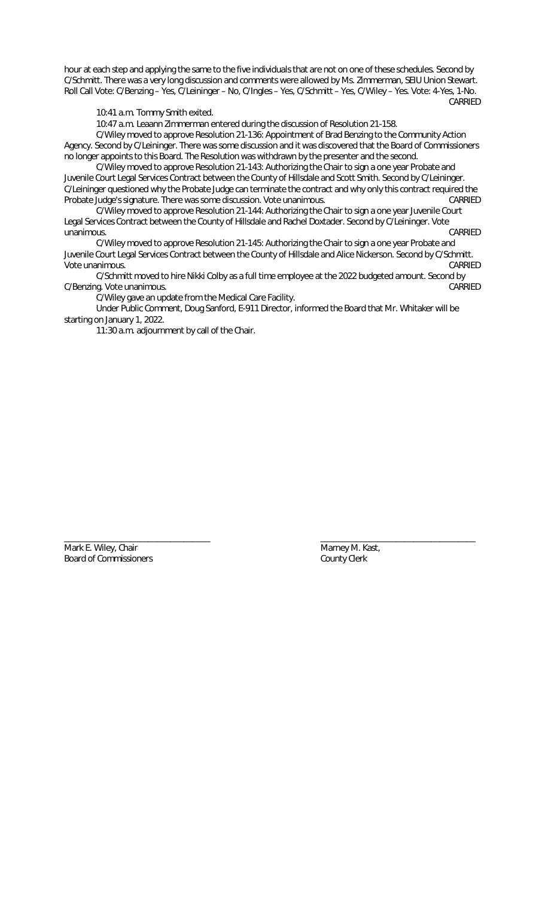hour at each step and applying the same to the five individuals that are not on one of these schedules. Second by C/Schmitt. There was a very long discussion and comments were allowed by Ms. Zimmerman, SEIU Union Stewart. Roll Call Vote: C/Benzing – Yes, C/Leininger – No, C/Ingles – Yes, C/Schmitt – Yes, C/Wiley – Yes. Vote: 4-Yes, 1-No. CARRIED

10:41 a.m. Tommy Smith exited.

10:47 a.m. Leaann Zimmerman entered during the discussion of Resolution 21-158.

C/Wiley moved to approve Resolution 21-136: Appointment of Brad Benzing to the Community Action Agency. Second by C/Leininger. There was some discussion and it was discovered that the Board of Commissioners no longer appoints to this Board. The Resolution was withdrawn by the presenter and the second.

C/Wiley moved to approve Resolution 21-143: Authorizing the Chair to sign a one year Probate and Juvenile Court Legal Services Contract between the County of Hillsdale and Scott Smith. Second by C/Leininger. C/Leininger questioned why the Probate Judge can terminate the contract and why only this contract required the Probate Judge's signature. There was some discussion. Vote unanimous. CARRIED

C/Wiley moved to approve Resolution 21-144: Authorizing the Chair to sign a one year Juvenile Court Legal Services Contract between the County of Hillsdale and Rachel Doxtader. Second by C/Leininger. Vote unanimous. CARRIED

C/Wiley moved to approve Resolution 21-145: Authorizing the Chair to sign a one year Probate and Juvenile Court Legal Services Contract between the County of Hillsdale and Alice Nickerson. Second by C/Schmitt. Vote unanimous. CARRIED

C/Schmitt moved to hire Nikki Colby as a full time employee at the 2022 budgeted amount. Second by C/Benzing. Vote unanimous. CARRIED

C/Wiley gave an update from the Medical Care Facility.

Under Public Comment, Doug Sanford, E-911 Director, informed the Board that Mr. Whitaker will be starting on January 1, 2022.

11:30 a.m. adjournment by call of the Chair.

\_\_\_\_\_\_\_\_\_\_\_\_\_\_\_\_\_\_\_\_\_\_\_\_\_\_\_\_\_\_\_\_\_\_ \_\_\_\_\_\_\_\_\_\_\_\_\_\_\_\_\_\_\_\_\_\_\_\_\_\_\_\_\_\_\_\_\_\_

Mark E. Wiley, Chair
Board of Commissioners

Marney M. Kast,
County Clerk